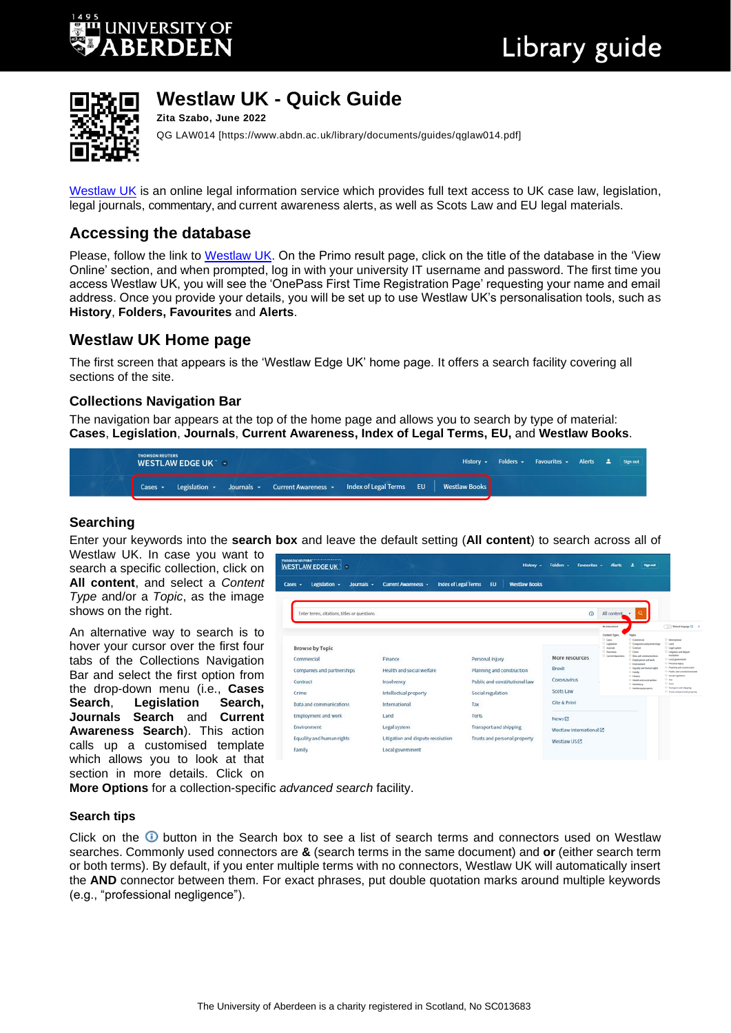# Westlaw UK - Quick Guide

**Zita Szabo, June 2022**

QG LAW014 [https://www.abdn.ac.uk/library/documents/guides/qglaw014.pdf]

Westlaw UK is an online legal information service which provides full text access to UK case law, legislation, legal journals, commentary, and current awareness alerts, as well as Scots Law and EU legal materials.

## Accessing the database

Please, follow the link to Westlaw UK. On the Primo result page, click on the title of the database in the 'View Online' section, and when prompted, log in with your university IT username and password. The first time you access Westlaw UK, you will see the 'OnePass First Time Registration Page' requesting your name and email address. Once you provide your details, you will be set up to use Westlaw UK's personalisation tools, such as **History**, **Folders, Favourites** and **Alerts**.

## Westlaw UK Home page

The first screen that appears is the 'Westlaw Edge UK' home page. It offers a search facility covering all sections of the site.

### Collections Navigation Bar

The navigation bar appears at the top of the home page and allows you to search by type of material: **Cases**, **Legislation**, **Journals**, **Current Awareness, Index of Legal Terms, EU,** and **Westlaw Books**.

### Searching

Enter your keywords into the **search box** and leave the default setting (**All content**) to search across all of Westlaw UK. In case you want to search a specific collection, click on **All content**, and select a *Content Type* and/or a *Topic*, as the image shows on the right.

An alternative way to search is to hover your cursor over the first four tabs of the Collections Navigation Bar and select the first option from the drop-down menu (i.e., **Cases Search**, **Legislation Search, Journals Search** and **Current Awareness Search**). This action calls up a customised template which allows you to look at that section in more details. Click on **More Options** for a collection-specific *advanced search* facility.

### Search tips

Click on the ⓘ button in the Search box to see a list of search terms and connectors used on Westlaw searches. Commonly used connectors are **&** (search terms in the same document) and **or** (either search term or both terms). By default, if you enter multiple terms with no connectors, Westlaw UK will automatically insert the **AND** connector between them. For exact phrases, put double quotation marks around multiple keywords (e.g., "professional negligence").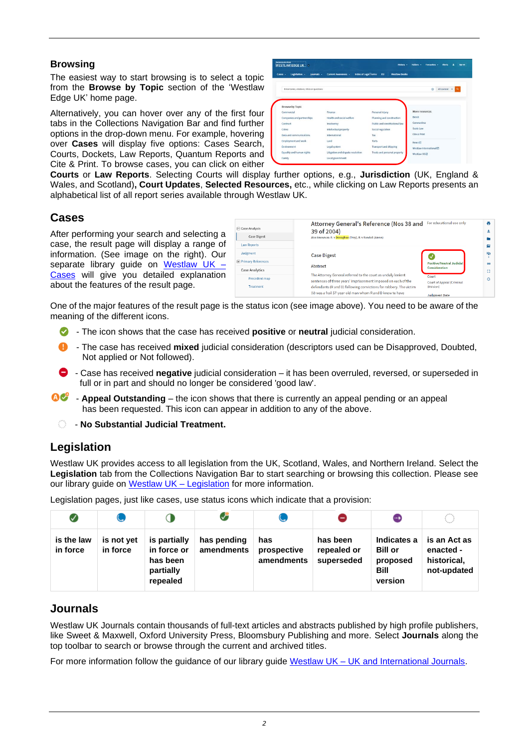## Browsing

The easiest way to start browsing is to select a topic from the **Browse by Topic** section of the 'Westlaw Edge UK' home page.

Alternatively, you can hover over any of the first four tabs in the Collections Navigation Bar and find further options in the drop-down menu. For example, hovering over **Cases** will display five options: Cases Search, Courts, Dockets, Law Reports, Quantum Reports and Cite & Print. To browse cases, you can click on either **Courts** or **Law Reports**. Selecting Courts will display further options, e.g., **Jurisdiction** (UK, England & Wales, and Scotland)**, Court Updates**, **Selected Resources,** etc., while clicking on Law Reports presents an alphabetical list of all report series available through Westlaw UK.

## Cases

After performing your search and selecting a case, the result page will display a range of information. (See image on the right). Our separate library guide on Westlaw UK – Cases will give you detailed explanation about the features of the result page.

One of the major features of the result page is the status icon (see image above). You need to be aware of the meaning of the different icons.

- The icon shows that the case has received **positive** or **neutral** judicial consideration.
- The case has received **mixed** judicial consideration (descriptors used can be Disapproved, Doubted, Not applied or Not followed).
- Case has received **negative** judicial consideration – it has been overruled, reversed, or superseded in full or in part and should no longer be considered 'good law'.
- **Appeal Outstanding** – the icon shows that there is currently an appeal pending or an appeal has been requested. This icon can appear in addition to any of the above.
- **No Substantial Judicial Treatment.**

## Legislation

Westlaw UK provides access to all legislation from the UK, Scotland, Wales, and Northern Ireland. Select the **Legislation** tab from the Collections Navigation Bar to start searching or browsing this collection. Please see our library guide on Westlaw UK – Legislation for more information.

Legislation pages, just like cases, use status icons which indicate that a provision:

| | | | | | | | |
|---|---|---|---|---|---|---|---|
| **is the law in force** | **is not yet in force** | **is partially in force or has been partially repealed** | **has pending amendments** | **has prospective amendments** | **has been repealed or superseded** | **Indicates a Bill or proposed Bill version** | **is an Act as enacted - historical, not-updated** |

## Journals

Westlaw UK Journals contain thousands of full-text articles and abstracts published by high profile publishers, like Sweet & Maxwell, Oxford University Press, Bloomsbury Publishing and more. Select **Journals** along the top toolbar to search or browse through the current and archived titles.

For more information follow the guidance of our library guide Westlaw UK – UK and International Journals.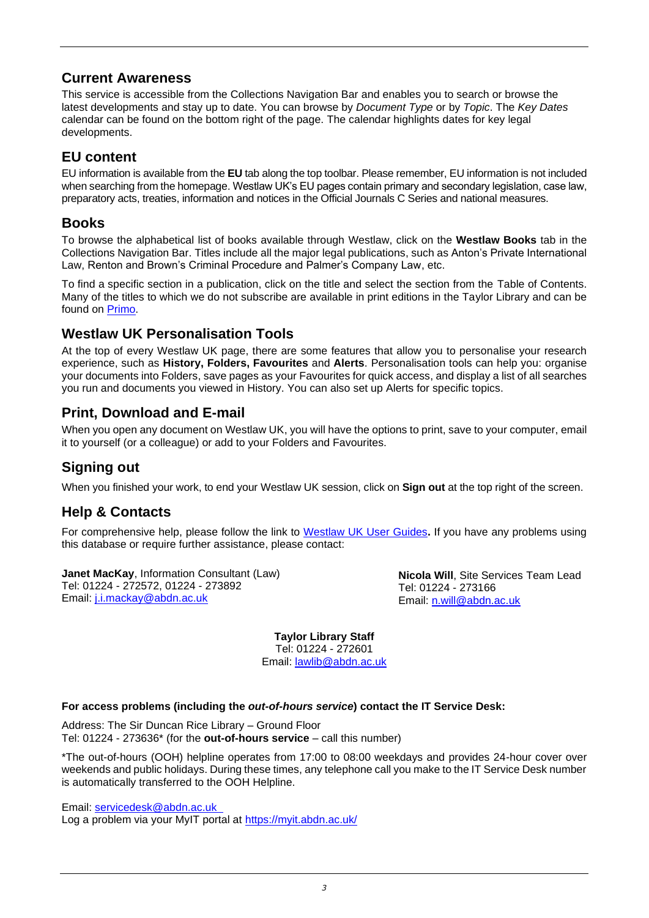## Current Awareness

This service is accessible from the Collections Navigation Bar and enables you to search or browse the latest developments and stay up to date. You can browse by *Document Type* or by *Topic*. The *Key Dates* calendar can be found on the bottom right of the page. The calendar highlights dates for key legal developments.

## EU content

EU information is available from the **EU** tab along the top toolbar. Please remember, EU information is not included when searching from the homepage. Westlaw UK's EU pages contain primary and secondary legislation, case law, preparatory acts, treaties, information and notices in the Official Journals C Series and national measures.

## Books

To browse the alphabetical list of books available through Westlaw, click on the **Westlaw Books** tab in the Collections Navigation Bar. Titles include all the major legal publications, such as Anton's Private International Law, Renton and Brown's Criminal Procedure and Palmer's Company Law, etc.

To find a specific section in a publication, click on the title and select the section from the Table of Contents. Many of the titles to which we do not subscribe are available in print editions in the Taylor Library and can be found on Primo.

## Westlaw UK Personalisation Tools

At the top of every Westlaw UK page, there are some features that allow you to personalise your research experience, such as **History, Folders, Favourites** and **Alerts**. Personalisation tools can help you: organise your documents into Folders, save pages as your Favourites for quick access, and display a list of all searches you run and documents you viewed in History. You can also set up Alerts for specific topics.

## Print, Download and E-mail

When you open any document on Westlaw UK, you will have the options to print, save to your computer, email it to yourself (or a colleague) or add to your Folders and Favourites.

## Signing out

When you finished your work, to end your Westlaw UK session, click on **Sign out** at the top right of the screen.

## Help & Contacts

For comprehensive help, please follow the link to Westlaw UK User Guides**.** If you have any problems using this database or require further assistance, please contact:

**Janet MacKay**, Information Consultant (Law)
Tel: 01224 - 272572, 01224 - 273892
Email: j.i.mackay@abdn.ac.uk

**Nicola Will**, Site Services Team Lead
Tel: 01224 - 273166
Email: n.will@abdn.ac.uk

**Taylor Library Staff**
Tel: 01224 - 272601
Email: lawlib@abdn.ac.uk

**For access problems (including the *out-of-hours service*) contact the IT Service Desk:**

Address: The Sir Duncan Rice Library – Ground Floor
Tel: 01224 - 273636* (for the **out-of-hours service** – call this number)

*The out-of-hours (OOH) helpline operates from 17:00 to 08:00 weekdays and provides 24-hour cover over weekends and public holidays. During these times, any telephone call you make to the IT Service Desk number is automatically transferred to the OOH Helpline.

Email: servicedesk@abdn.ac.uk
Log a problem via your MyIT portal at https://myit.abdn.ac.uk/